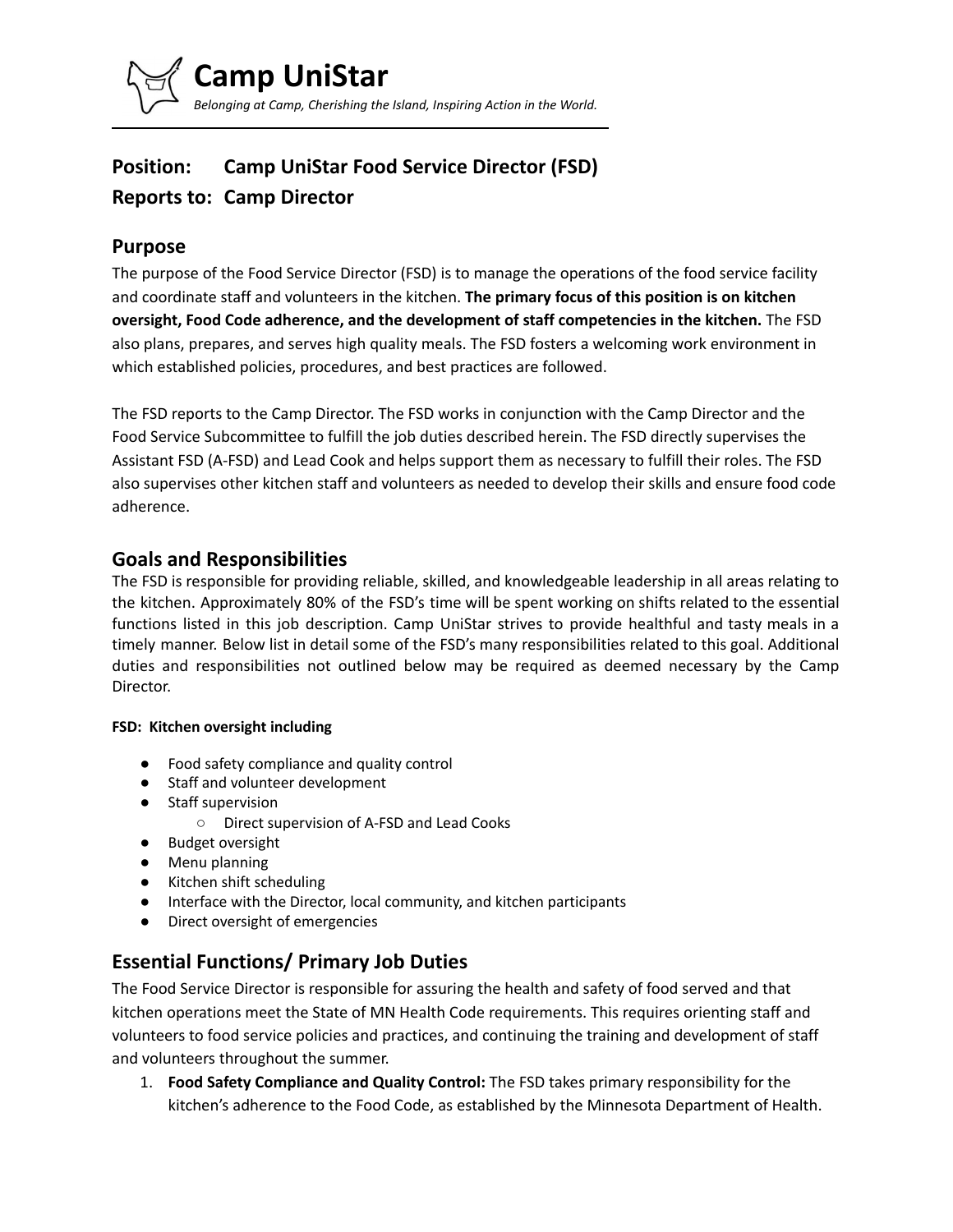# Camp UniStar

*Belonging at Camp, Cherishing the Island, Inspiring Action in the World.*

## Position: Camp UniStar Food Service Director (FSD)
## Reports to: Camp Director

### Purpose

The purpose of the Food Service Director (FSD) is to manage the operations of the food service facility and coordinate staff and volunteers in the kitchen. **The primary focus of this position is on kitchen oversight, Food Code adherence, and the development of staff competencies in the kitchen.** The FSD also plans, prepares, and serves high quality meals. The FSD fosters a welcoming work environment in which established policies, procedures, and best practices are followed.

The FSD reports to the Camp Director. The FSD works in conjunction with the Camp Director and the Food Service Subcommittee to fulfill the job duties described herein. The FSD directly supervises the Assistant FSD (A-FSD) and Lead Cook and helps support them as necessary to fulfill their roles. The FSD also supervises other kitchen staff and volunteers as needed to develop their skills and ensure food code adherence.

### Goals and Responsibilities

The FSD is responsible for providing reliable, skilled, and knowledgeable leadership in all areas relating to the kitchen. Approximately 80% of the FSD's time will be spent working on shifts related to the essential functions listed in this job description. Camp UniStar strives to provide healthful and tasty meals in a timely manner. Below list in detail some of the FSD's many responsibilities related to this goal. Additional duties and responsibilities not outlined below may be required as deemed necessary by the Camp Director.

**FSD: Kitchen oversight including**

- Food safety compliance and quality control
- Staff and volunteer development
- Staff supervision
  - Direct supervision of A-FSD and Lead Cooks
- Budget oversight
- Menu planning
- Kitchen shift scheduling
- Interface with the Director, local community, and kitchen participants
- Direct oversight of emergencies

### Essential Functions/ Primary Job Duties

The Food Service Director is responsible for assuring the health and safety of food served and that kitchen operations meet the State of MN Health Code requirements. This requires orienting staff and volunteers to food service policies and practices, and continuing the training and development of staff and volunteers throughout the summer.

1. **Food Safety Compliance and Quality Control:** The FSD takes primary responsibility for the kitchen's adherence to the Food Code, as established by the Minnesota Department of Health.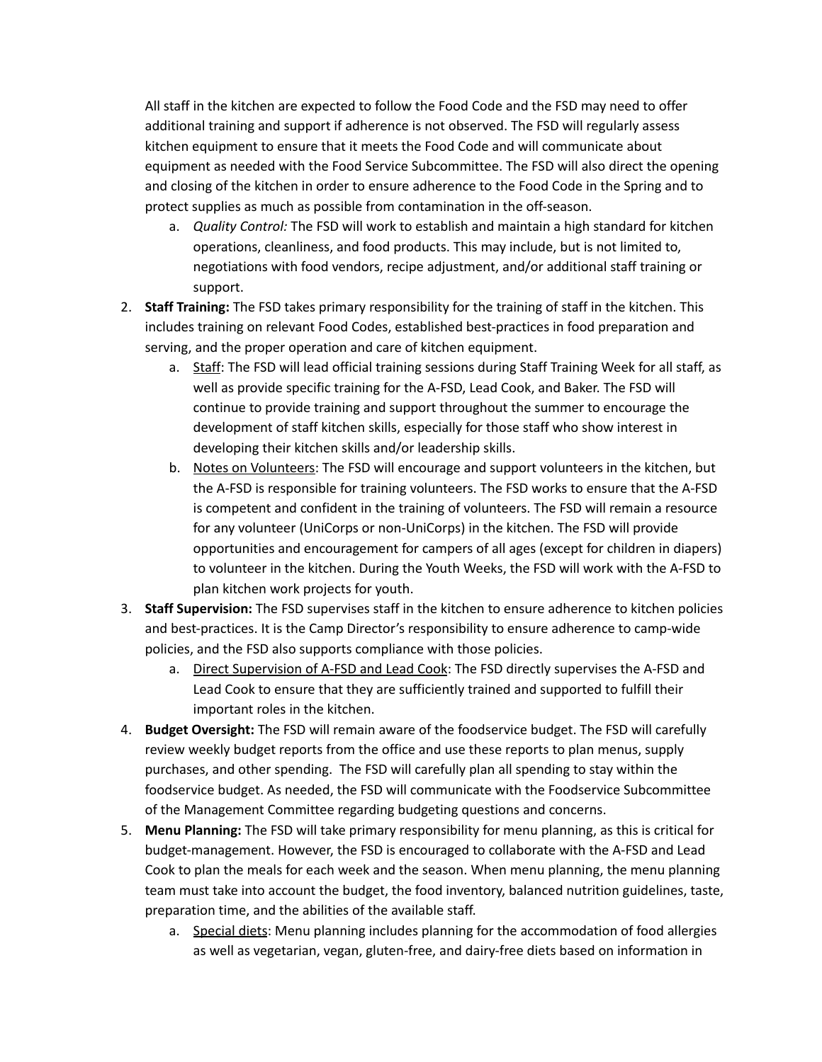All staff in the kitchen are expected to follow the Food Code and the FSD may need to offer additional training and support if adherence is not observed. The FSD will regularly assess kitchen equipment to ensure that it meets the Food Code and will communicate about equipment as needed with the Food Service Subcommittee. The FSD will also direct the opening and closing of the kitchen in order to ensure adherence to the Food Code in the Spring and to protect supplies as much as possible from contamination in the off-season.

   a. *Quality Control:* The FSD will work to establish and maintain a high standard for kitchen operations, cleanliness, and food products. This may include, but is not limited to, negotiations with food vendors, recipe adjustment, and/or additional staff training or support.

2. **Staff Training:** The FSD takes primary responsibility for the training of staff in the kitchen. This includes training on relevant Food Codes, established best-practices in food preparation and serving, and the proper operation and care of kitchen equipment.
   a. <u>Staff</u>: The FSD will lead official training sessions during Staff Training Week for all staff, as well as provide specific training for the A-FSD, Lead Cook, and Baker. The FSD will continue to provide training and support throughout the summer to encourage the development of staff kitchen skills, especially for those staff who show interest in developing their kitchen skills and/or leadership skills.
   b. <u>Notes on Volunteers</u>: The FSD will encourage and support volunteers in the kitchen, but the A-FSD is responsible for training volunteers. The FSD works to ensure that the A-FSD is competent and confident in the training of volunteers. The FSD will remain a resource for any volunteer (UniCorps or non-UniCorps) in the kitchen. The FSD will provide opportunities and encouragement for campers of all ages (except for children in diapers) to volunteer in the kitchen. During the Youth Weeks, the FSD will work with the A-FSD to plan kitchen work projects for youth.
3. **Staff Supervision:** The FSD supervises staff in the kitchen to ensure adherence to kitchen policies and best-practices. It is the Camp Director's responsibility to ensure adherence to camp-wide policies, and the FSD also supports compliance with those policies.
   a. <u>Direct Supervision of A-FSD and Lead Cook</u>: The FSD directly supervises the A-FSD and Lead Cook to ensure that they are sufficiently trained and supported to fulfill their important roles in the kitchen.
4. **Budget Oversight:** The FSD will remain aware of the foodservice budget. The FSD will carefully review weekly budget reports from the office and use these reports to plan menus, supply purchases, and other spending. The FSD will carefully plan all spending to stay within the foodservice budget. As needed, the FSD will communicate with the Foodservice Subcommittee of the Management Committee regarding budgeting questions and concerns.
5. **Menu Planning:** The FSD will take primary responsibility for menu planning, as this is critical for budget-management. However, the FSD is encouraged to collaborate with the A-FSD and Lead Cook to plan the meals for each week and the season. When menu planning, the menu planning team must take into account the budget, the food inventory, balanced nutrition guidelines, taste, preparation time, and the abilities of the available staff.
   a. <u>Special diets</u>: Menu planning includes planning for the accommodation of food allergies as well as vegetarian, vegan, gluten-free, and dairy-free diets based on information in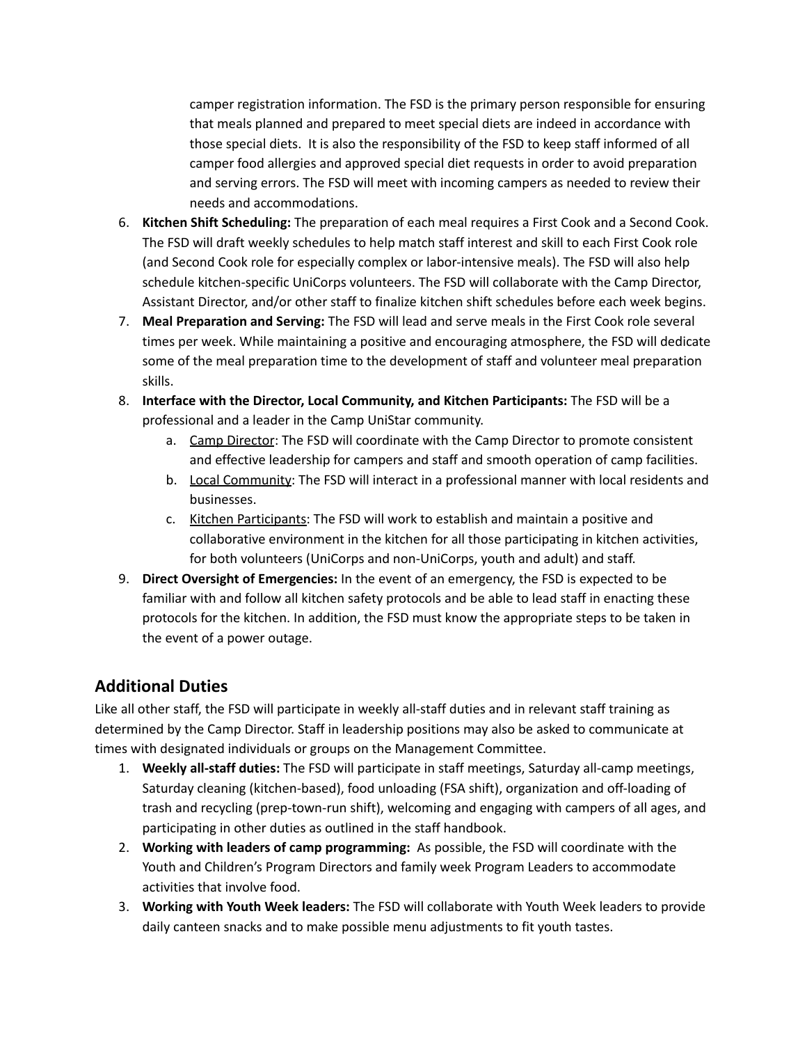camper registration information. The FSD is the primary person responsible for ensuring that meals planned and prepared to meet special diets are indeed in accordance with those special diets. It is also the responsibility of the FSD to keep staff informed of all camper food allergies and approved special diet requests in order to avoid preparation and serving errors. The FSD will meet with incoming campers as needed to review their needs and accommodations.

6. **Kitchen Shift Scheduling:** The preparation of each meal requires a First Cook and a Second Cook. The FSD will draft weekly schedules to help match staff interest and skill to each First Cook role (and Second Cook role for especially complex or labor-intensive meals). The FSD will also help schedule kitchen-specific UniCorps volunteers. The FSD will collaborate with the Camp Director, Assistant Director, and/or other staff to finalize kitchen shift schedules before each week begins.
7. **Meal Preparation and Serving:** The FSD will lead and serve meals in the First Cook role several times per week. While maintaining a positive and encouraging atmosphere, the FSD will dedicate some of the meal preparation time to the development of staff and volunteer meal preparation skills.
8. **Interface with the Director, Local Community, and Kitchen Participants:** The FSD will be a professional and a leader in the Camp UniStar community.
    a. Camp Director: The FSD will coordinate with the Camp Director to promote consistent and effective leadership for campers and staff and smooth operation of camp facilities.
    b. Local Community: The FSD will interact in a professional manner with local residents and businesses.
    c. Kitchen Participants: The FSD will work to establish and maintain a positive and collaborative environment in the kitchen for all those participating in kitchen activities, for both volunteers (UniCorps and non-UniCorps, youth and adult) and staff.
9. **Direct Oversight of Emergencies:** In the event of an emergency, the FSD is expected to be familiar with and follow all kitchen safety protocols and be able to lead staff in enacting these protocols for the kitchen. In addition, the FSD must know the appropriate steps to be taken in the event of a power outage.

## Additional Duties

Like all other staff, the FSD will participate in weekly all-staff duties and in relevant staff training as determined by the Camp Director. Staff in leadership positions may also be asked to communicate at times with designated individuals or groups on the Management Committee.

1. **Weekly all-staff duties:** The FSD will participate in staff meetings, Saturday all-camp meetings, Saturday cleaning (kitchen-based), food unloading (FSA shift), organization and off-loading of trash and recycling (prep-town-run shift), welcoming and engaging with campers of all ages, and participating in other duties as outlined in the staff handbook.
2. **Working with leaders of camp programming:** As possible, the FSD will coordinate with the Youth and Children's Program Directors and family week Program Leaders to accommodate activities that involve food.
3. **Working with Youth Week leaders:** The FSD will collaborate with Youth Week leaders to provide daily canteen snacks and to make possible menu adjustments to fit youth tastes.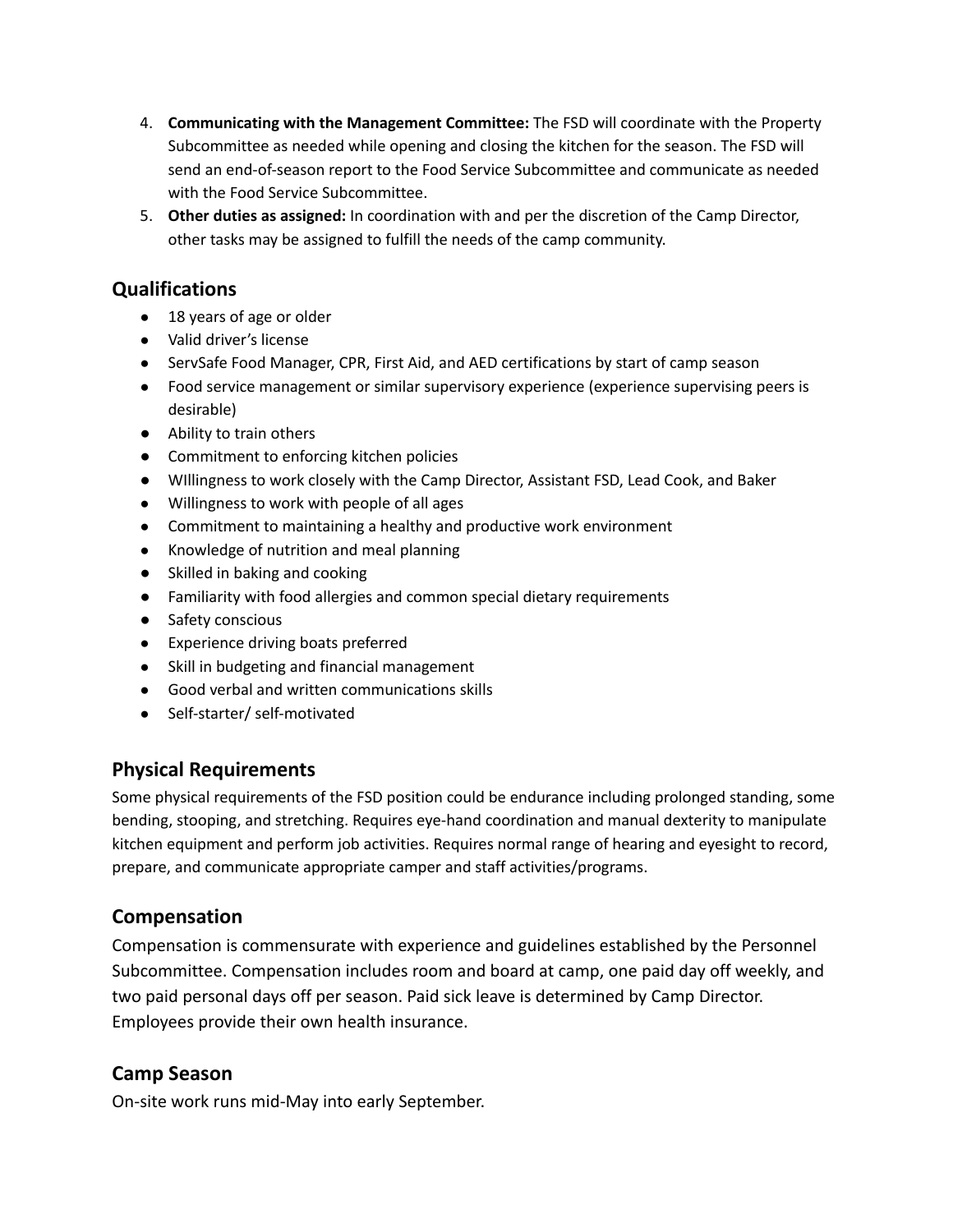4. **Communicating with the Management Committee:** The FSD will coordinate with the Property Subcommittee as needed while opening and closing the kitchen for the season. The FSD will send an end-of-season report to the Food Service Subcommittee and communicate as needed with the Food Service Subcommittee.
5. **Other duties as assigned:** In coordination with and per the discretion of the Camp Director, other tasks may be assigned to fulfill the needs of the camp community.

## Qualifications

- 18 years of age or older
- Valid driver's license
- ServSafe Food Manager, CPR, First Aid, and AED certifications by start of camp season
- Food service management or similar supervisory experience (experience supervising peers is desirable)
- Ability to train others
- Commitment to enforcing kitchen policies
- WIllingness to work closely with the Camp Director, Assistant FSD, Lead Cook, and Baker
- Willingness to work with people of all ages
- Commitment to maintaining a healthy and productive work environment
- Knowledge of nutrition and meal planning
- Skilled in baking and cooking
- Familiarity with food allergies and common special dietary requirements
- Safety conscious
- Experience driving boats preferred
- Skill in budgeting and financial management
- Good verbal and written communications skills
- Self-starter/ self-motivated

## Physical Requirements

Some physical requirements of the FSD position could be endurance including prolonged standing, some bending, stooping, and stretching. Requires eye-hand coordination and manual dexterity to manipulate kitchen equipment and perform job activities. Requires normal range of hearing and eyesight to record, prepare, and communicate appropriate camper and staff activities/programs.

## Compensation

Compensation is commensurate with experience and guidelines established by the Personnel Subcommittee. Compensation includes room and board at camp, one paid day off weekly, and two paid personal days off per season. Paid sick leave is determined by Camp Director. Employees provide their own health insurance.

## Camp Season

On-site work runs mid-May into early September.